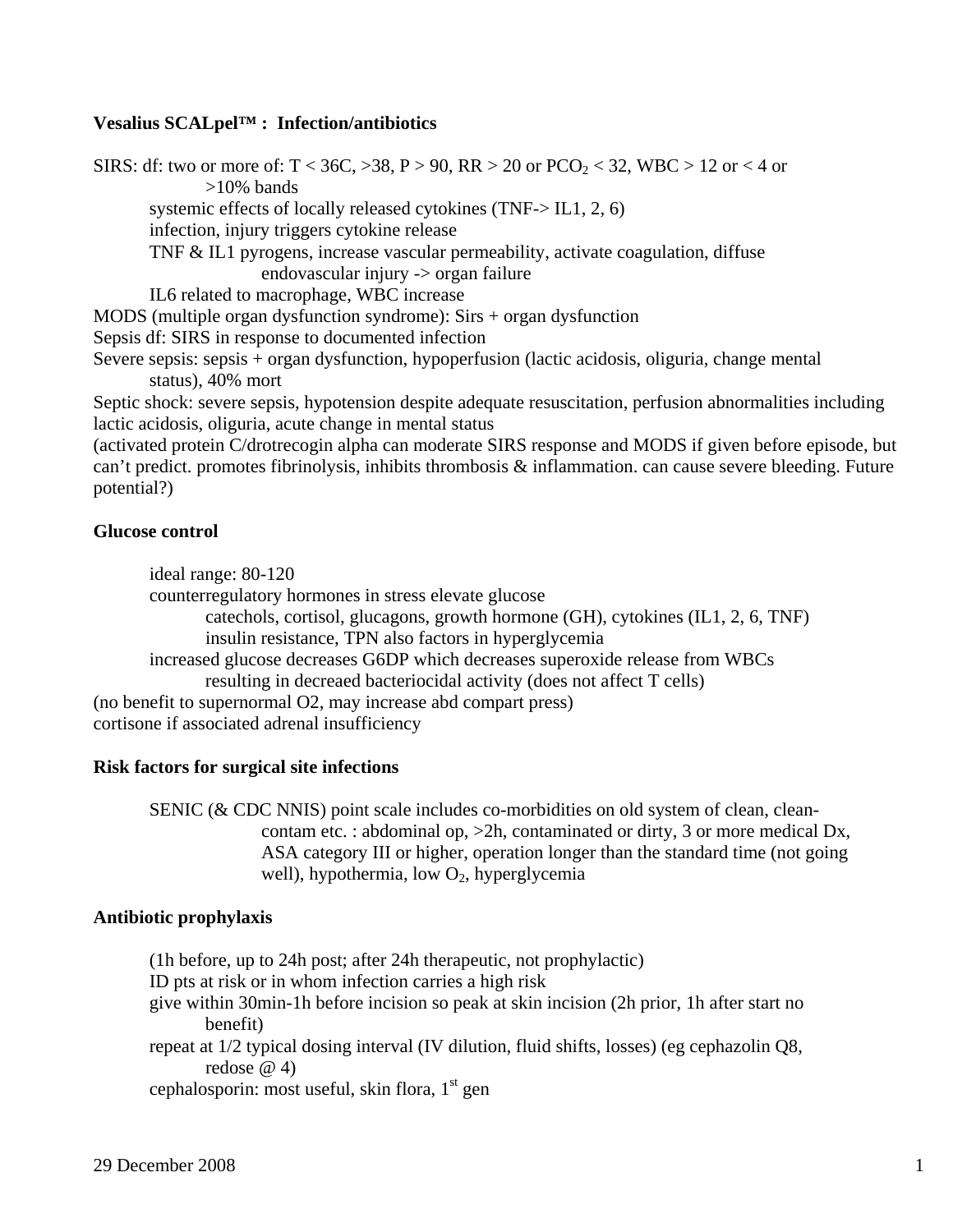**Vesalius SCALpel™ : Infection/antibiotics**

SIRS: df: two or more of: T < 36C, >38, P > 90, RR > 20 or $PCO_2$ < 32, WBC > 12 or < 4 or >10% bands

- systemic effects of locally released cytokines (TNF-> IL1, 2, 6)
- infection, injury triggers cytokine release
- TNF & IL1 pyrogens, increase vascular permeability, activate coagulation, diffuse endovascular injury -> organ failure
- IL6 related to macrophage, WBC increase

MODS (multiple organ dysfunction syndrome): Sirs + organ dysfunction

Sepsis df: SIRS in response to documented infection

Severe sepsis: sepsis + organ dysfunction, hypoperfusion (lactic acidosis, oliguria, change mental status), 40% mort

Septic shock: severe sepsis, hypotension despite adequate resuscitation, perfusion abnormalities including lactic acidosis, oliguria, acute change in mental status

(activated protein C/drotrecogin alpha can moderate SIRS response and MODS if given before episode, but can't predict. promotes fibrinolysis, inhibits thrombosis & inflammation. can cause severe bleeding. Future potential?)

**Glucose control**

- ideal range: 80-120
- counterregulatory hormones in stress elevate glucose
  - catechols, cortisol, glucagons, growth hormone (GH), cytokines (IL1, 2, 6, TNF)
  - insulin resistance, TPN also factors in hyperglycemia
- increased glucose decreases G6DP which decreases superoxide release from WBCs
  - resulting in decreaed bacteriocidal activity (does not affect T cells)

(no benefit to supernormal O2, may increase abd compart press)

cortisone if associated adrenal insufficiency

**Risk factors for surgical site infections**

SENIC (& CDC NNIS) point scale includes co-morbidities on old system of clean, clean-contam etc. : abdominal op, >2h, contaminated or dirty, 3 or more medical Dx, ASA category III or higher, operation longer than the standard time (not going well), hypothermia, low $O_2$, hyperglycemia

**Antibiotic prophylaxis**

- (1h before, up to 24h post; after 24h therapeutic, not prophylactic)
- ID pts at risk or in whom infection carries a high risk
- give within 30min-1h before incision so peak at skin incision (2h prior, 1h after start no benefit)
- repeat at 1/2 typical dosing interval (IV dilution, fluid shifts, losses) (eg cephazolin Q8, redose @ 4)
- cephalosporin: most useful, skin flora, 1st gen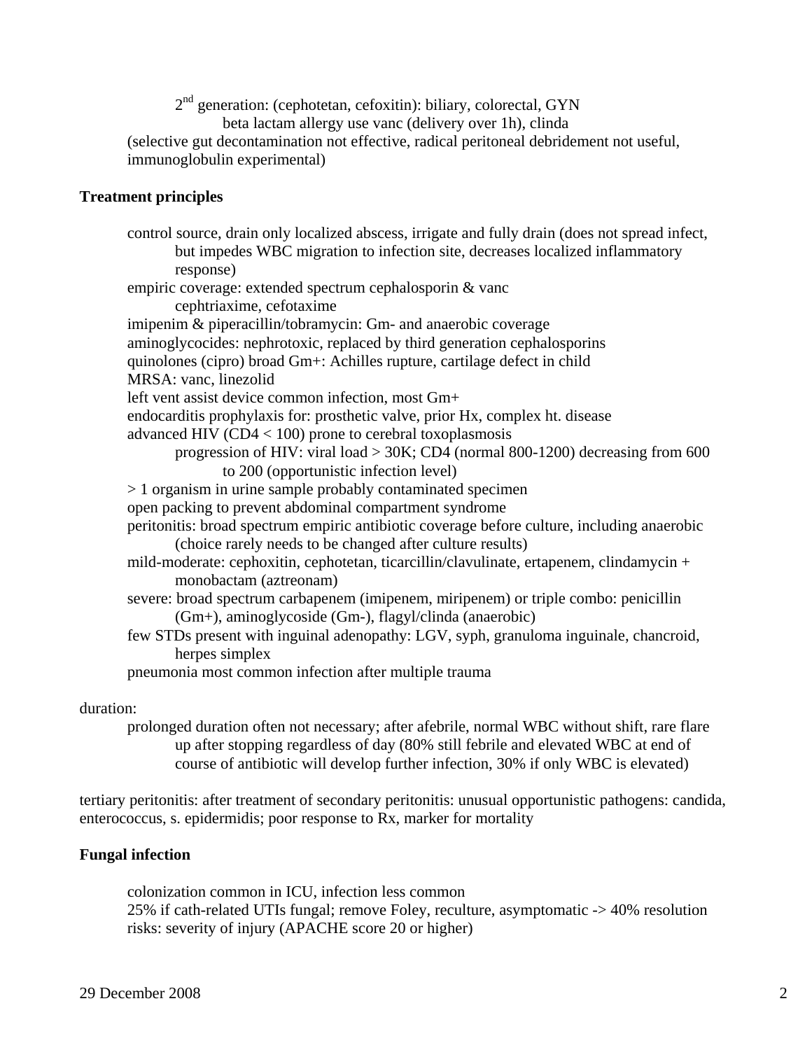2$^{nd}$ generation: (cephotetan, cefoxitin): biliary, colorectal, GYN
beta lactam allergy use vanc (delivery over 1h), clinda

(selective gut decontamination not effective, radical peritoneal debridement not useful, immunoglobulin experimental)

**Treatment principles**

- control source, drain only localized abscess, irrigate and fully drain (does not spread infect, but impedes WBC migration to infection site, decreases localized inflammatory response)
- empiric coverage: extended spectrum cephalosporin & vanc
  - cephtriaxime, cefotaxime
- imipenim & piperacillin/tobramycin: Gm- and anaerobic coverage
- aminoglycocides: nephrotoxic, replaced by third generation cephalosporins
- quinolones (cipro) broad Gm+: Achilles rupture, cartilage defect in child
- MRSA: vanc, linezolid
- left vent assist device common infection, most Gm+
- endocarditis prophylaxis for: prosthetic valve, prior Hx, complex ht. disease
- advanced HIV (CD4 < 100) prone to cerebral toxoplasmosis
  - progression of HIV: viral load > 30K; CD4 (normal 800-1200) decreasing from 600 to 200 (opportunistic infection level)
- > 1 organism in urine sample probably contaminated specimen
- open packing to prevent abdominal compartment syndrome
- peritonitis: broad spectrum empiric antibiotic coverage before culture, including anaerobic (choice rarely needs to be changed after culture results)
- mild-moderate: cephoxitin, cephotetan, ticarcillin/clavulinate, ertapenem, clindamycin + monobactam (aztreonam)
- severe: broad spectrum carbapenem (imipenem, miripenem) or triple combo: penicillin (Gm+), aminoglycoside (Gm-), flagyl/clinda (anaerobic)
- few STDs present with inguinal adenopathy: LGV, syph, granuloma inguinale, chancroid, herpes simplex
- pneumonia most common infection after multiple trauma

duration:

- prolonged duration often not necessary; after afebrile, normal WBC without shift, rare flare up after stopping regardless of day (80% still febrile and elevated WBC at end of course of antibiotic will develop further infection, 30% if only WBC is elevated)

tertiary peritonitis: after treatment of secondary peritonitis: unusual opportunistic pathogens: candida, enterococcus, s. epidermidis; poor response to Rx, marker for mortality

**Fungal infection**

- colonization common in ICU, infection less common
- 25% if cath-related UTIs fungal; remove Foley, reculture, asymptomatic -> 40% resolution
- risks: severity of injury (APACHE score 20 or higher)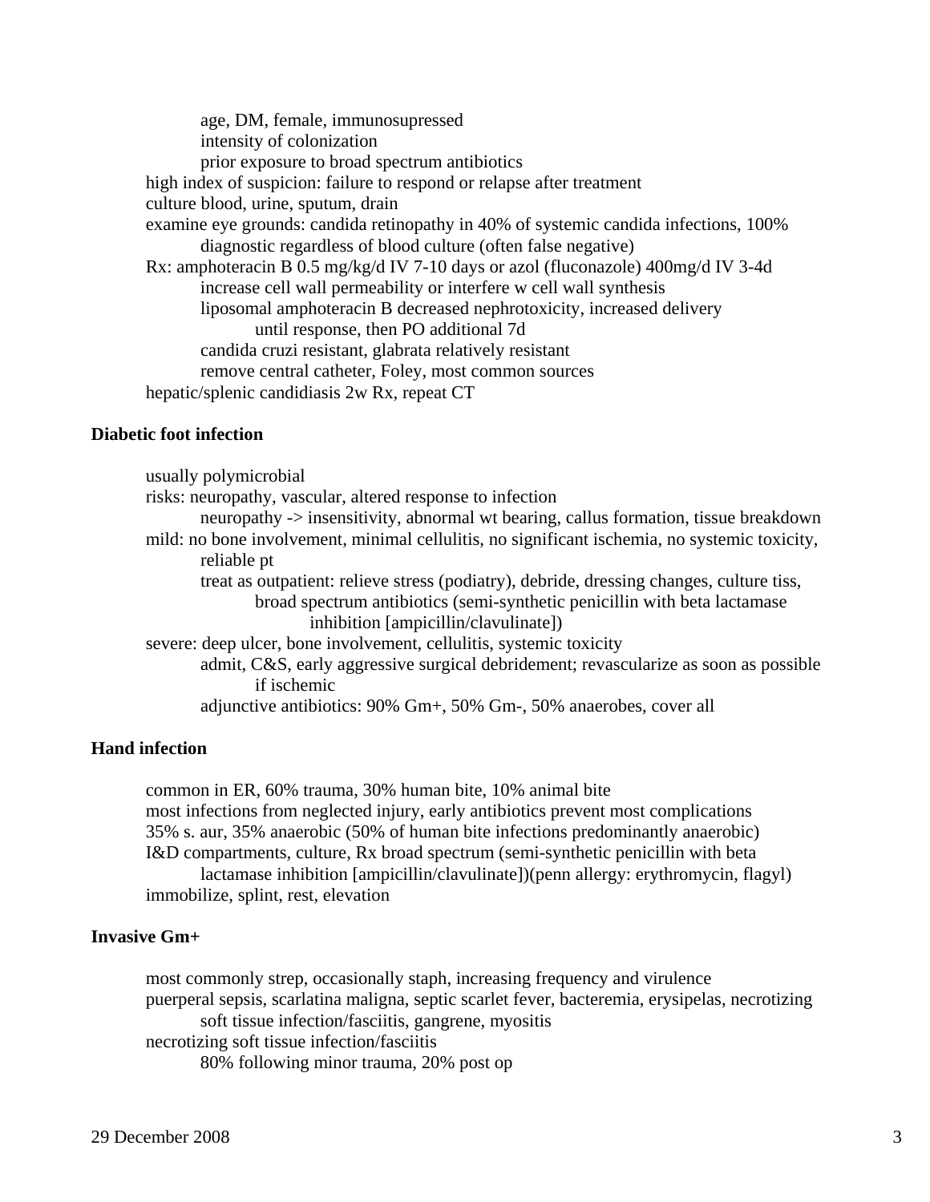- age, DM, female, immunosupressed
  - intensity of colonization
  - prior exposure to broad spectrum antibiotics
- high index of suspicion: failure to respond or relapse after treatment
- culture blood, urine, sputum, drain
- examine eye grounds: candida retinopathy in 40% of systemic candida infections, 100% diagnostic regardless of blood culture (often false negative)
- Rx: amphoteracin B 0.5 mg/kg/d IV 7-10 days or azol (fluconazole) 400mg/d IV 3-4d
  - increase cell wall permeability or interfere w cell wall synthesis
  - liposomal amphoteracin B decreased nephrotoxicity, increased delivery
    - until response, then PO additional 7d
  - candida cruzi resistant, glabrata relatively resistant
  - remove central catheter, Foley, most common sources
- hepatic/splenic candidiasis 2w Rx, repeat CT

**Diabetic foot infection**

- usually polymicrobial
- risks: neuropathy, vascular, altered response to infection
  - neuropathy -> insensitivity, abnormal wt bearing, callus formation, tissue breakdown
- mild: no bone involvement, minimal cellulitis, no significant ischemia, no systemic toxicity, reliable pt
  - treat as outpatient: relieve stress (podiatry), debride, dressing changes, culture tiss, broad spectrum antibiotics (semi-synthetic penicillin with beta lactamase inhibition [ampicillin/clavulinate])
- severe: deep ulcer, bone involvement, cellulitis, systemic toxicity
  - admit, C&S, early aggressive surgical debridement; revascularize as soon as possible if ischemic
  - adjunctive antibiotics: 90% Gm+, 50% Gm-, 50% anaerobes, cover all

**Hand infection**

- common in ER, 60% trauma, 30% human bite, 10% animal bite
- most infections from neglected injury, early antibiotics prevent most complications
- 35% s. aur, 35% anaerobic (50% of human bite infections predominantly anaerobic)
- I&D compartments, culture, Rx broad spectrum (semi-synthetic penicillin with beta lactamase inhibition [ampicillin/clavulinate])(penn allergy: erythromycin, flagyl)
- immobilize, splint, rest, elevation

**Invasive Gm+**

- most commonly strep, occasionally staph, increasing frequency and virulence
- puerperal sepsis, scarlatina maligna, septic scarlet fever, bacteremia, erysipelas, necrotizing soft tissue infection/fasciitis, gangrene, myositis
- necrotizing soft tissue infection/fasciitis
  - 80% following minor trauma, 20% post op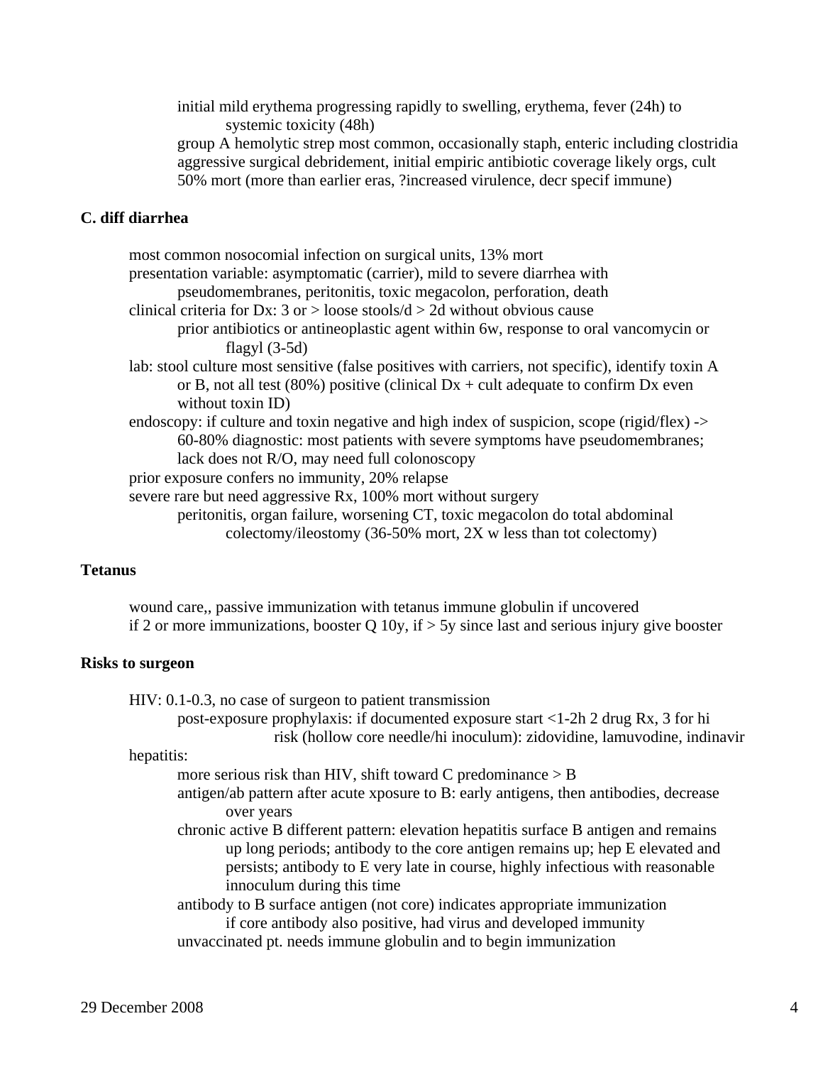initial mild erythema progressing rapidly to swelling, erythema, fever (24h) to systemic toxicity (48h)
group A hemolytic strep most common, occasionally staph, enteric including clostridia
aggressive surgical debridement, initial empiric antibiotic coverage likely orgs, cult
50% mort (more than earlier eras, ?increased virulence, decr specif immune)

**C. diff diarrhea**

- most common nosocomial infection on surgical units, 13% mort
- presentation variable: asymptomatic (carrier), mild to severe diarrhea with pseudomembranes, peritonitis, toxic megacolon, perforation, death
- clinical criteria for Dx: 3 or > loose stools/d > 2d without obvious cause
  - prior antibiotics or antineoplastic agent within 6w, response to oral vancomycin or flagyl (3-5d)
- lab: stool culture most sensitive (false positives with carriers, not specific), identify toxin A or B, not all test (80%) positive (clinical Dx + cult adequate to confirm Dx even without toxin ID)
- endoscopy: if culture and toxin negative and high index of suspicion, scope (rigid/flex) -> 60-80% diagnostic: most patients with severe symptoms have pseudomembranes; lack does not R/O, may need full colonoscopy
- prior exposure confers no immunity, 20% relapse
- severe rare but need aggressive Rx, 100% mort without surgery
  - peritonitis, organ failure, worsening CT, toxic megacolon do total abdominal colectomy/ileostomy (36-50% mort, 2X w less than tot colectomy)

**Tetanus**

- wound care,, passive immunization with tetanus immune globulin if uncovered
- if 2 or more immunizations, booster Q 10y, if > 5y since last and serious injury give booster

**Risks to surgeon**

- HIV: 0.1-0.3, no case of surgeon to patient transmission
  - post-exposure prophylaxis: if documented exposure start <1-2h 2 drug Rx, 3 for hi risk (hollow core needle/hi inoculum): zidovidine, lamuvodine, indinavir
- hepatitis:
  - more serious risk than HIV, shift toward C predominance > B
  - antigen/ab pattern after acute xposure to B: early antigens, then antibodies, decrease over years
  - chronic active B different pattern: elevation hepatitis surface B antigen and remains up long periods; antibody to the core antigen remains up; hep E elevated and persists; antibody to E very late in course, highly infectious with reasonable innoculum during this time
  - antibody to B surface antigen (not core) indicates appropriate immunization
    - if core antibody also positive, had virus and developed immunity
  - unvaccinated pt. needs immune globulin and to begin immunization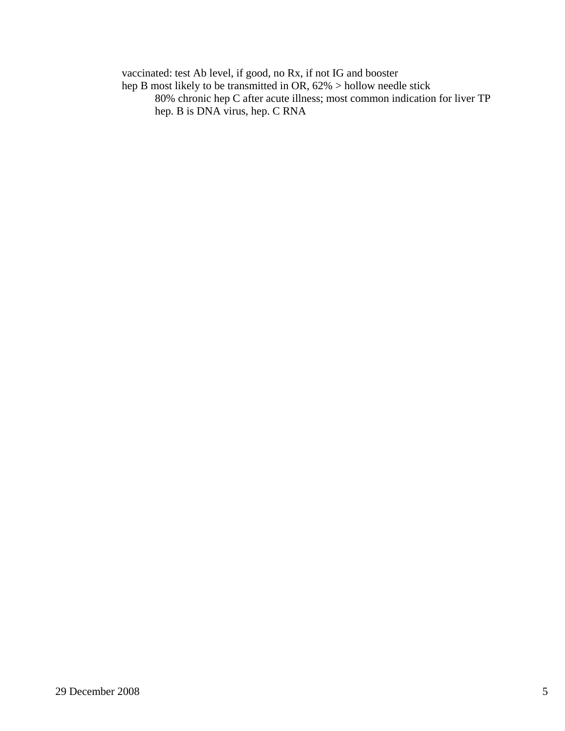vaccinated: test Ab level, if good, no Rx, if not IG and booster

hep B most likely to be transmitted in OR, 62% > hollow needle stick

- 80% chronic hep C after acute illness; most common indication for liver TP
- hep. B is DNA virus, hep. C RNA